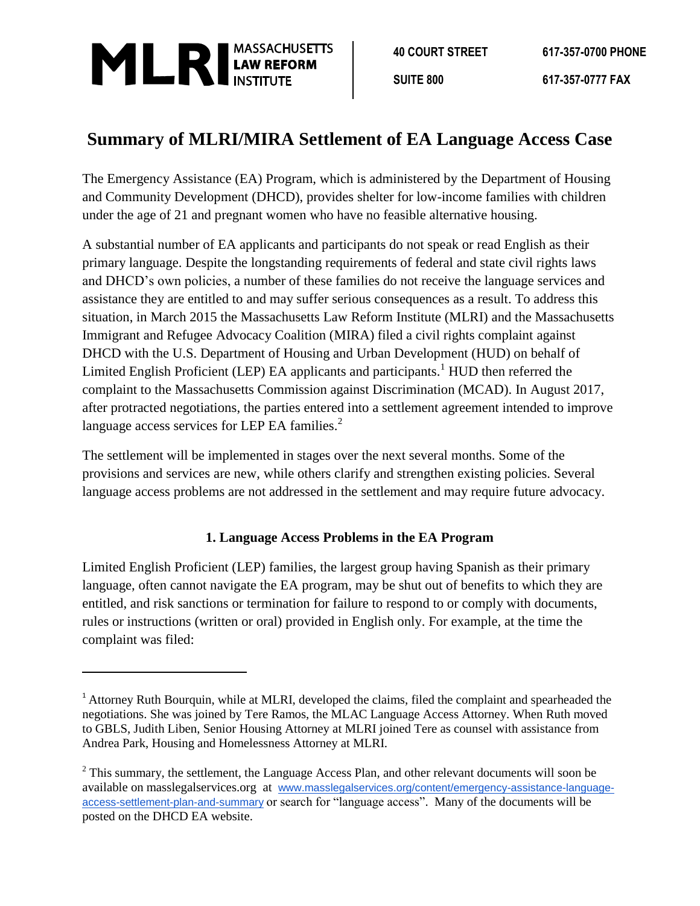MLRI MASSACHUSETTS LAW REFORM INSTITUTE

40 COURT STREET
SUITE 800

617-357-0700 PHONE
617-357-0777 FAX

# Summary of MLRI/MIRA Settlement of EA Language Access Case

The Emergency Assistance (EA) Program, which is administered by the Department of Housing and Community Development (DHCD), provides shelter for low-income families with children under the age of 21 and pregnant women who have no feasible alternative housing.

A substantial number of EA applicants and participants do not speak or read English as their primary language. Despite the longstanding requirements of federal and state civil rights laws and DHCD's own policies, a number of these families do not receive the language services and assistance they are entitled to and may suffer serious consequences as a result. To address this situation, in March 2015 the Massachusetts Law Reform Institute (MLRI) and the Massachusetts Immigrant and Refugee Advocacy Coalition (MIRA) filed a civil rights complaint against DHCD with the U.S. Department of Housing and Urban Development (HUD) on behalf of Limited English Proficient (LEP) EA applicants and participants.[1] HUD then referred the complaint to the Massachusetts Commission against Discrimination (MCAD). In August 2017, after protracted negotiations, the parties entered into a settlement agreement intended to improve language access services for LEP EA families.[2]

The settlement will be implemented in stages over the next several months. Some of the provisions and services are new, while others clarify and strengthen existing policies. Several language access problems are not addressed in the settlement and may require future advocacy.

## 1. Language Access Problems in the EA Program

Limited English Proficient (LEP) families, the largest group having Spanish as their primary language, often cannot navigate the EA program, may be shut out of benefits to which they are entitled, and risk sanctions or termination for failure to respond to or comply with documents, rules or instructions (written or oral) provided in English only. For example, at the time the complaint was filed:

---

[1] Attorney Ruth Bourquin, while at MLRI, developed the claims, filed the complaint and spearheaded the negotiations. She was joined by Tere Ramos, the MLAC Language Access Attorney. When Ruth moved to GBLS, Judith Liben, Senior Housing Attorney at MLRI joined Tere as counsel with assistance from Andrea Park, Housing and Homelessness Attorney at MLRI.

[2] This summary, the settlement, the Language Access Plan, and other relevant documents will soon be available on masslegalservices.org at www.masslegalservices.org/content/emergency-assistance-language-access-settlement-plan-and-summary or search for "language access". Many of the documents will be posted on the DHCD EA website.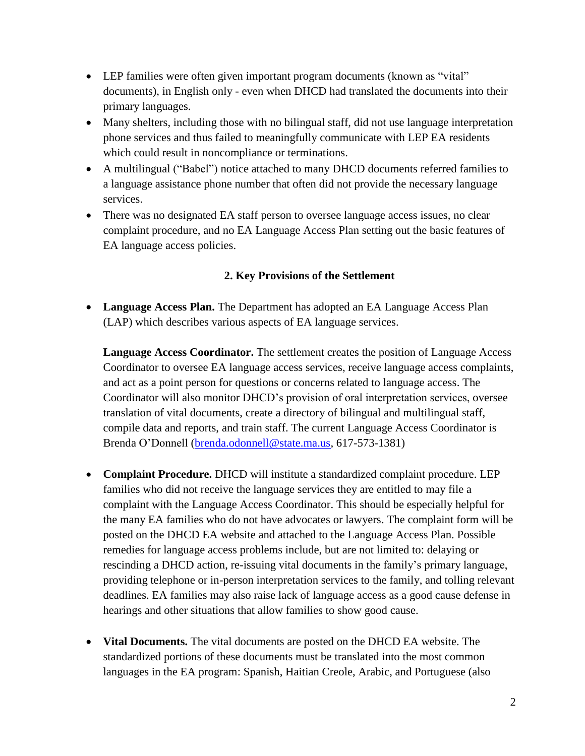- LEP families were often given important program documents (known as "vital" documents), in English only - even when DHCD had translated the documents into their primary languages.
- Many shelters, including those with no bilingual staff, did not use language interpretation phone services and thus failed to meaningfully communicate with LEP EA residents which could result in noncompliance or terminations.
- A multilingual ("Babel") notice attached to many DHCD documents referred families to a language assistance phone number that often did not provide the necessary language services.
- There was no designated EA staff person to oversee language access issues, no clear complaint procedure, and no EA Language Access Plan setting out the basic features of EA language access policies.

## 2. Key Provisions of the Settlement

- **Language Access Plan.** The Department has adopted an EA Language Access Plan (LAP) which describes various aspects of EA language services.

  **Language Access Coordinator.** The settlement creates the position of Language Access Coordinator to oversee EA language access services, receive language access complaints, and act as a point person for questions or concerns related to language access. The Coordinator will also monitor DHCD's provision of oral interpretation services, oversee translation of vital documents, create a directory of bilingual and multilingual staff, compile data and reports, and train staff. The current Language Access Coordinator is Brenda O'Donnell (brenda.odonnell@state.ma.us, 617-573-1381)

- **Complaint Procedure.** DHCD will institute a standardized complaint procedure. LEP families who did not receive the language services they are entitled to may file a complaint with the Language Access Coordinator. This should be especially helpful for the many EA families who do not have advocates or lawyers. The complaint form will be posted on the DHCD EA website and attached to the Language Access Plan. Possible remedies for language access problems include, but are not limited to: delaying or rescinding a DHCD action, re-issuing vital documents in the family's primary language, providing telephone or in-person interpretation services to the family, and tolling relevant deadlines. EA families may also raise lack of language access as a good cause defense in hearings and other situations that allow families to show good cause.

- **Vital Documents.** The vital documents are posted on the DHCD EA website. The standardized portions of these documents must be translated into the most common languages in the EA program: Spanish, Haitian Creole, Arabic, and Portuguese (also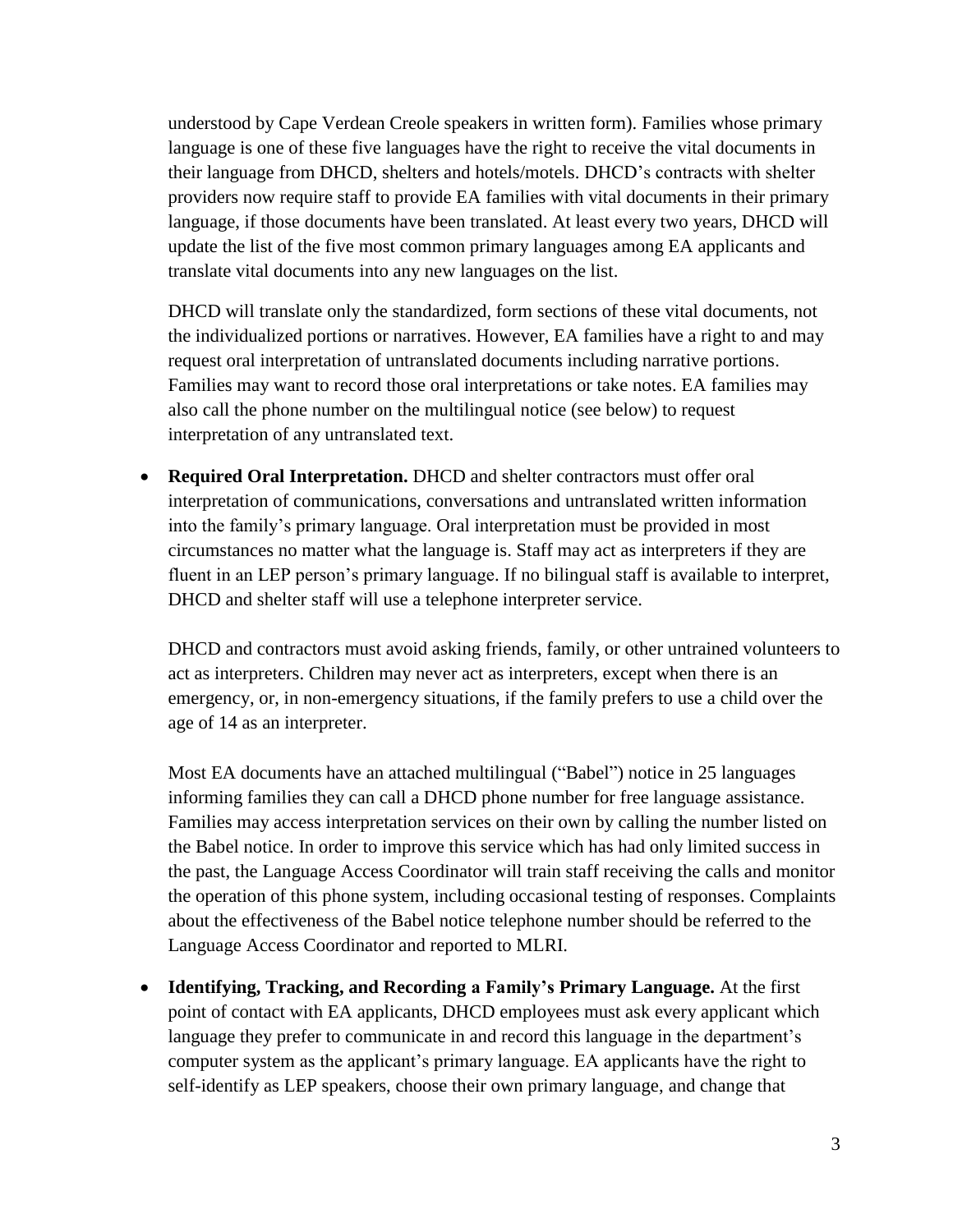understood by Cape Verdean Creole speakers in written form). Families whose primary language is one of these five languages have the right to receive the vital documents in their language from DHCD, shelters and hotels/motels. DHCD's contracts with shelter providers now require staff to provide EA families with vital documents in their primary language, if those documents have been translated. At least every two years, DHCD will update the list of the five most common primary languages among EA applicants and translate vital documents into any new languages on the list.

DHCD will translate only the standardized, form sections of these vital documents, not the individualized portions or narratives. However, EA families have a right to and may request oral interpretation of untranslated documents including narrative portions. Families may want to record those oral interpretations or take notes. EA families may also call the phone number on the multilingual notice (see below) to request interpretation of any untranslated text.

- **Required Oral Interpretation.** DHCD and shelter contractors must offer oral interpretation of communications, conversations and untranslated written information into the family's primary language. Oral interpretation must be provided in most circumstances no matter what the language is. Staff may act as interpreters if they are fluent in an LEP person's primary language. If no bilingual staff is available to interpret, DHCD and shelter staff will use a telephone interpreter service.

  DHCD and contractors must avoid asking friends, family, or other untrained volunteers to act as interpreters. Children may never act as interpreters, except when there is an emergency, or, in non-emergency situations, if the family prefers to use a child over the age of 14 as an interpreter.

  Most EA documents have an attached multilingual ("Babel") notice in 25 languages informing families they can call a DHCD phone number for free language assistance. Families may access interpretation services on their own by calling the number listed on the Babel notice. In order to improve this service which has had only limited success in the past, the Language Access Coordinator will train staff receiving the calls and monitor the operation of this phone system, including occasional testing of responses. Complaints about the effectiveness of the Babel notice telephone number should be referred to the Language Access Coordinator and reported to MLRI.

- **Identifying, Tracking, and Recording a Family's Primary Language.** At the first point of contact with EA applicants, DHCD employees must ask every applicant which language they prefer to communicate in and record this language in the department's computer system as the applicant's primary language. EA applicants have the right to self-identify as LEP speakers, choose their own primary language, and change that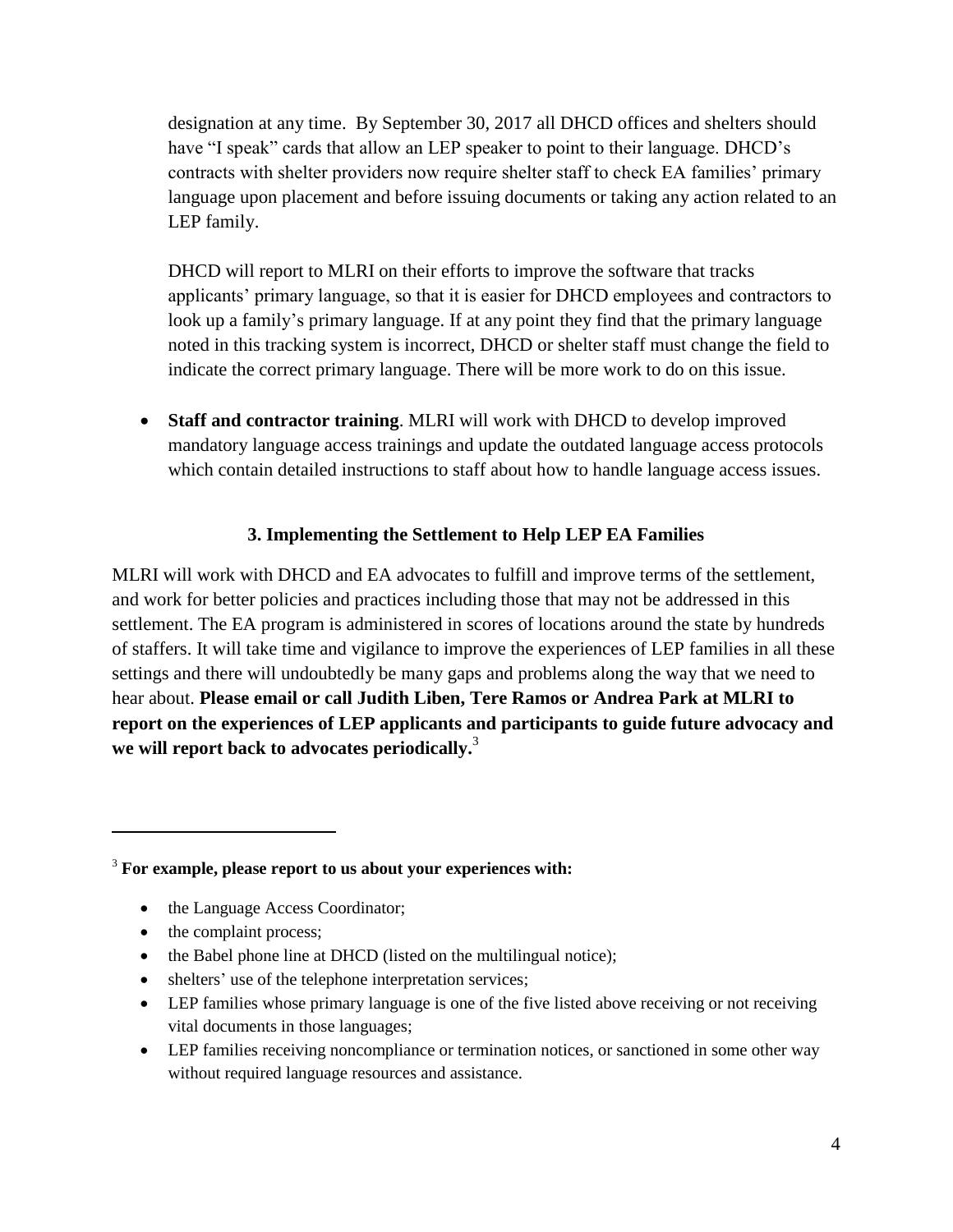designation at any time. By September 30, 2017 all DHCD offices and shelters should have "I speak" cards that allow an LEP speaker to point to their language. DHCD's contracts with shelter providers now require shelter staff to check EA families' primary language upon placement and before issuing documents or taking any action related to an LEP family.

DHCD will report to MLRI on their efforts to improve the software that tracks applicants' primary language, so that it is easier for DHCD employees and contractors to look up a family's primary language. If at any point they find that the primary language noted in this tracking system is incorrect, DHCD or shelter staff must change the field to indicate the correct primary language. There will be more work to do on this issue.

- **Staff and contractor training**. MLRI will work with DHCD to develop improved mandatory language access trainings and update the outdated language access protocols which contain detailed instructions to staff about how to handle language access issues.

### 3. Implementing the Settlement to Help LEP EA Families

MLRI will work with DHCD and EA advocates to fulfill and improve terms of the settlement, and work for better policies and practices including those that may not be addressed in this settlement. The EA program is administered in scores of locations around the state by hundreds of staffers. It will take time and vigilance to improve the experiences of LEP families in all these settings and there will undoubtedly be many gaps and problems along the way that we need to hear about. **Please email or call Judith Liben, Tere Ramos or Andrea Park at MLRI to report on the experiences of LEP applicants and participants to guide future advocacy and we will report back to advocates periodically.**[3]

---

[3] **For example, please report to us about your experiences with:**

- the Language Access Coordinator;
- the complaint process;
- the Babel phone line at DHCD (listed on the multilingual notice);
- shelters' use of the telephone interpretation services;
- LEP families whose primary language is one of the five listed above receiving or not receiving vital documents in those languages;
- LEP families receiving noncompliance or termination notices, or sanctioned in some other way without required language resources and assistance.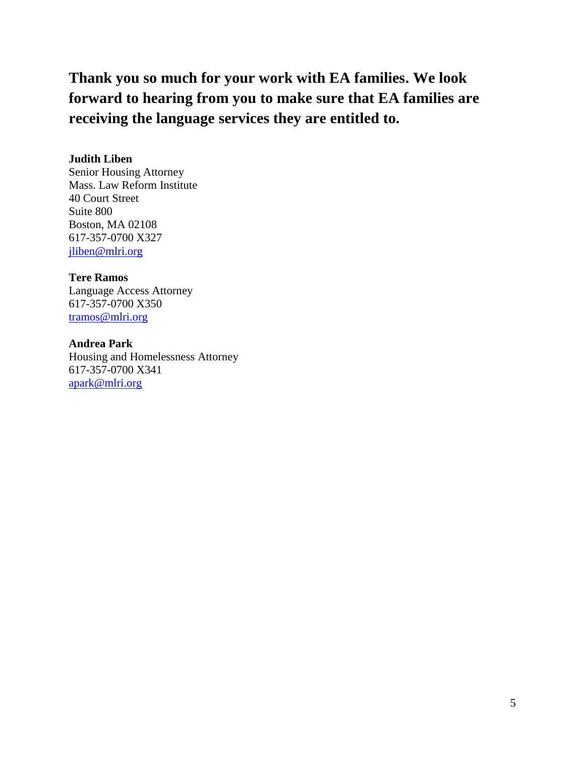**Thank you so much for your work with EA families. We look forward to hearing from you to make sure that EA families are receiving the language services they are entitled to.**

**Judith Liben**
Senior Housing Attorney
Mass. Law Reform Institute
40 Court Street
Suite 800
Boston, MA 02108
617-357-0700 X327
jliben@mlri.org

**Tere Ramos**
Language Access Attorney
617-357-0700 X350
tramos@mlri.org

**Andrea Park**
Housing and Homelessness Attorney
617-357-0700 X341
apark@mlri.org